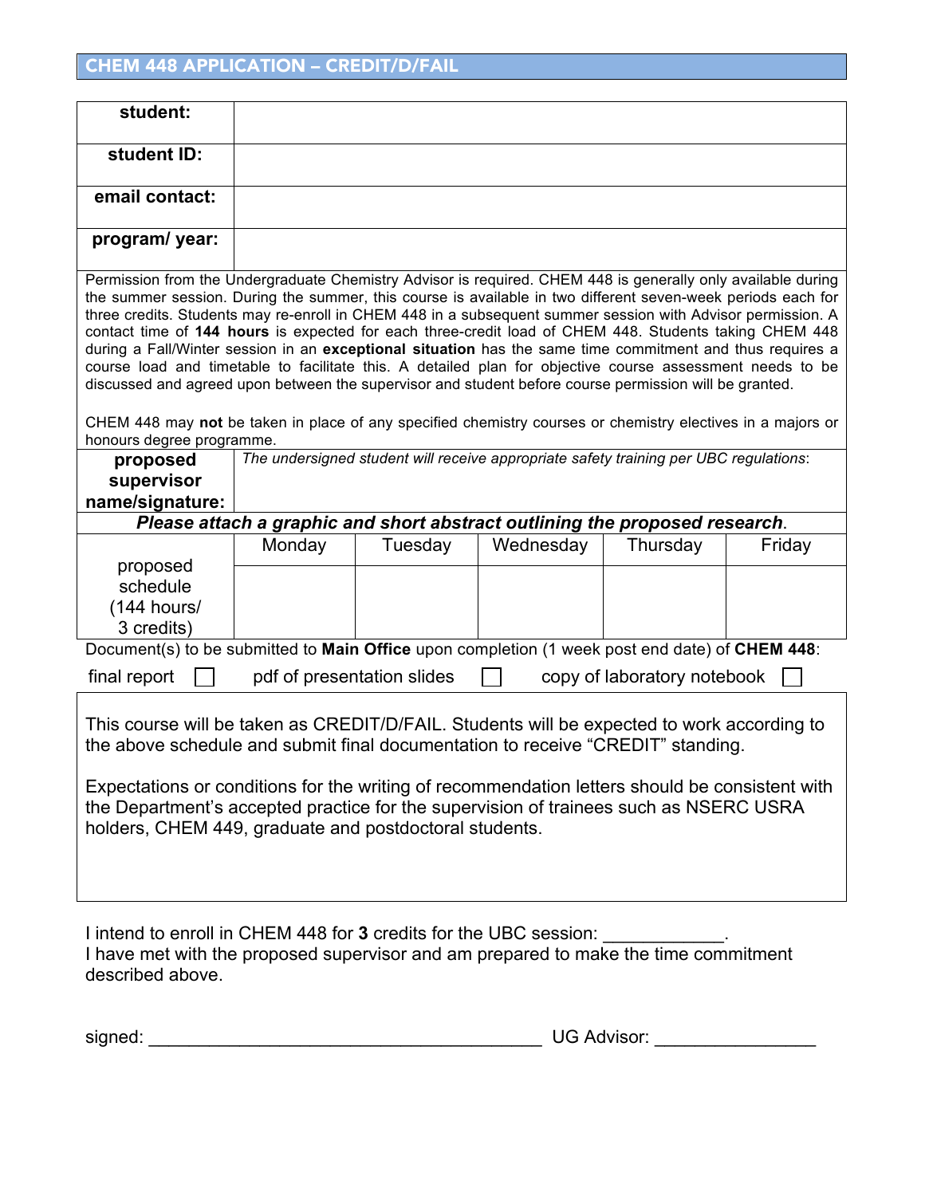# CHEM 448 APPLICATION – CREDIT/D/FAIL

| | |
|---|---|
| **student:** | |
| **student ID:** | |
| **email contact:** | |
| **program/ year:** | |

Permission from the Undergraduate Chemistry Advisor is required. CHEM 448 is generally only available during the summer session. During the summer, this course is available in two different seven-week periods each for three credits. Students may re-enroll in CHEM 448 in a subsequent summer session with Advisor permission. A contact time of **144 hours** is expected for each three-credit load of CHEM 448. Students taking CHEM 448 during a Fall/Winter session in an **exceptional situation** has the same time commitment and thus requires a course load and timetable to facilitate this. A detailed plan for objective course assessment needs to be discussed and agreed upon between the supervisor and student before course permission will be granted.

CHEM 448 may **not** be taken in place of any specified chemistry courses or chemistry electives in a majors or honours degree programme.

| | |
|---|---|
| **proposed supervisor name/signature:** | *The undersigned student will receive appropriate safety training per UBC regulations*: |

***Please attach a graphic and short abstract outlining the proposed research***.

| proposed schedule (144 hours/ 3 credits) | Monday | Tuesday | Wednesday | Thursday | Friday |
|---|---|---|---|---|---|
| | | | | | |

Document(s) to be submitted to **Main Office** upon completion (1 week post end date) of **CHEM 448**:

final report ☐ pdf of presentation slides ☐ copy of laboratory notebook ☐

This course will be taken as CREDIT/D/FAIL. Students will be expected to work according to the above schedule and submit final documentation to receive "CREDIT" standing.

Expectations or conditions for the writing of recommendation letters should be consistent with the Department's accepted practice for the supervision of trainees such as NSERC USRA holders, CHEM 449, graduate and postdoctoral students.

I intend to enroll in CHEM 448 for **3** credits for the UBC session: ____________.
I have met with the proposed supervisor and am prepared to make the time commitment described above.

signed: ________________________________________ UG Advisor: ________________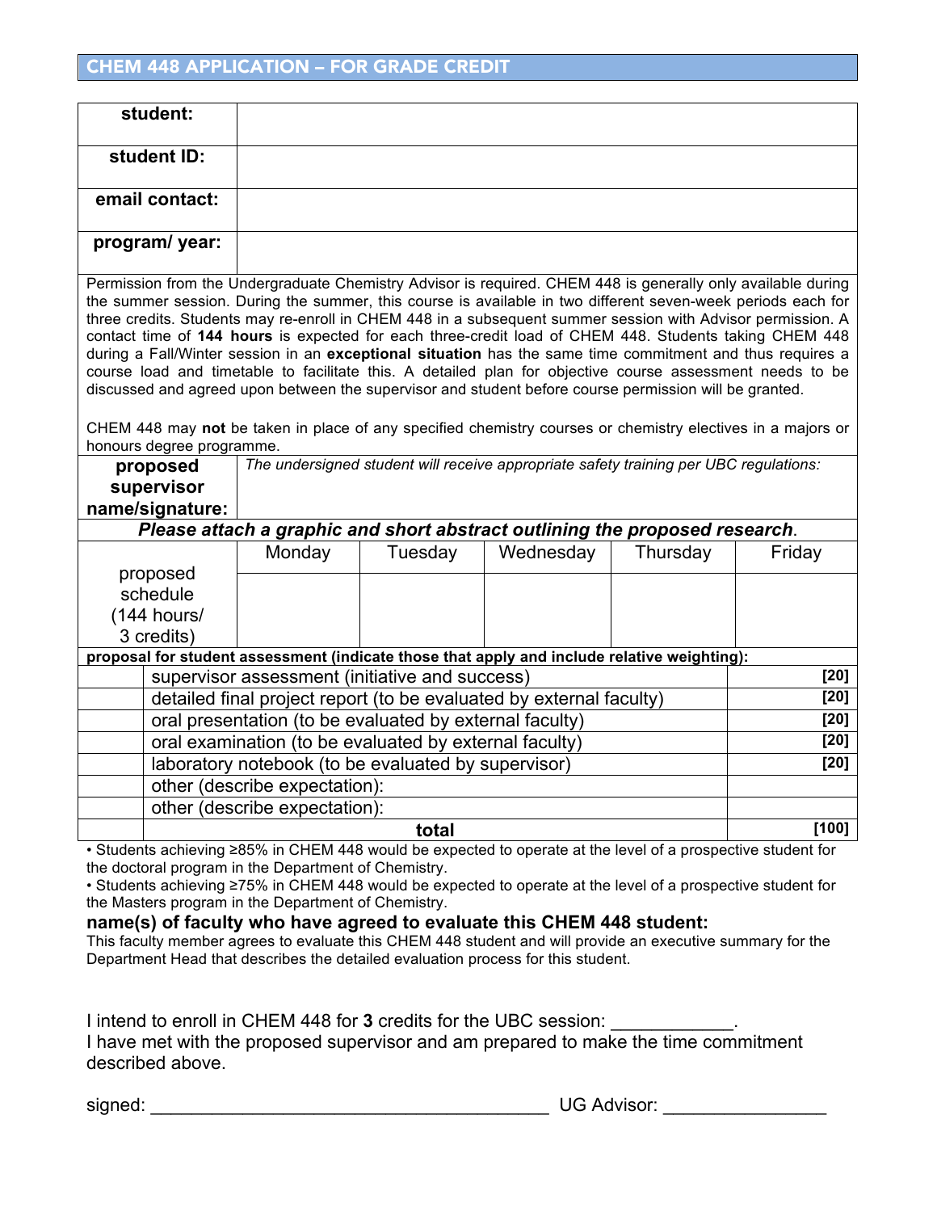## CHEM 448 APPLICATION – FOR GRADE CREDIT

| | |
|---|---|
| **student:** | |
| **student ID:** | |
| **email contact:** | |
| **program/ year:** | |

Permission from the Undergraduate Chemistry Advisor is required. CHEM 448 is generally only available during the summer session. During the summer, this course is available in two different seven-week periods each for three credits. Students may re-enroll in CHEM 448 in a subsequent summer session with Advisor permission. A contact time of **144 hours** is expected for each three-credit load of CHEM 448. Students taking CHEM 448 during a Fall/Winter session in an **exceptional situation** has the same time commitment and thus requires a course load and timetable to facilitate this. A detailed plan for objective course assessment needs to be discussed and agreed upon between the supervisor and student before course permission will be granted.

CHEM 448 may **not** be taken in place of any specified chemistry courses or chemistry electives in a majors or honours degree programme.

| | |
|---|---|
| **proposed supervisor name/signature:** | *The undersigned student will receive appropriate safety training per UBC regulations:* |

***Please attach a graphic and short abstract outlining the proposed research.***

| | Monday | Tuesday | Wednesday | Thursday | Friday |
|---|---|---|---|---|---|
| proposed schedule (144 hours/ 3 credits) | | | | | |

**proposal for student assessment (indicate those that apply and include relative weighting):**

| | | |
|---|---|---|
| | supervisor assessment (initiative and success) | **[20]** |
| | detailed final project report (to be evaluated by external faculty) | **[20]** |
| | oral presentation (to be evaluated by external faculty) | **[20]** |
| | oral examination (to be evaluated by external faculty) | **[20]** |
| | laboratory notebook (to be evaluated by supervisor) | **[20]** |
| | other (describe expectation): | |
| | other (describe expectation): | |
| | **total** | **[100]** |

- Students achieving ≥85% in CHEM 448 would be expected to operate at the level of a prospective student for the doctoral program in the Department of Chemistry.
- Students achieving ≥75% in CHEM 448 would be expected to operate at the level of a prospective student for the Masters program in the Department of Chemistry.

**name(s) of faculty who have agreed to evaluate this CHEM 448 student:**

This faculty member agrees to evaluate this CHEM 448 student and will provide an executive summary for the Department Head that describes the detailed evaluation process for this student.

I intend to enroll in CHEM 448 for **3** credits for the UBC session: ____________.
I have met with the proposed supervisor and am prepared to make the time commitment described above.

signed: ________________________________________ UG Advisor: ________________